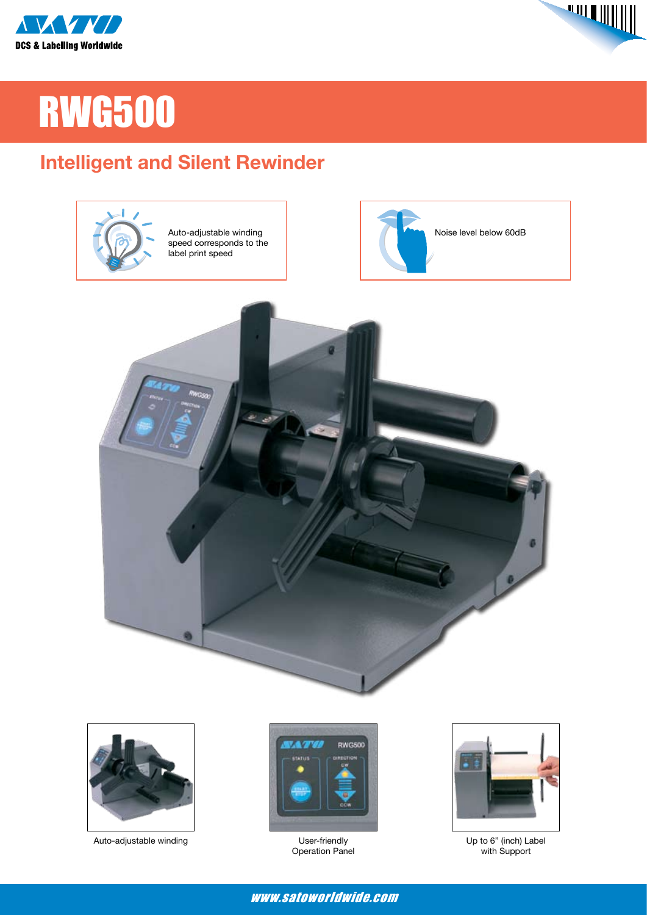DCS & Labelling Worldwide

# RWG500

## Intelligent and Silent Rewinder

Auto-adjustable winding speed corresponds to the label print speed

Noise level below 60dB

Auto-adjustable winding

User-friendly Operation Panel

Up to 6" (inch) Label with Support

www.satoworldwide.com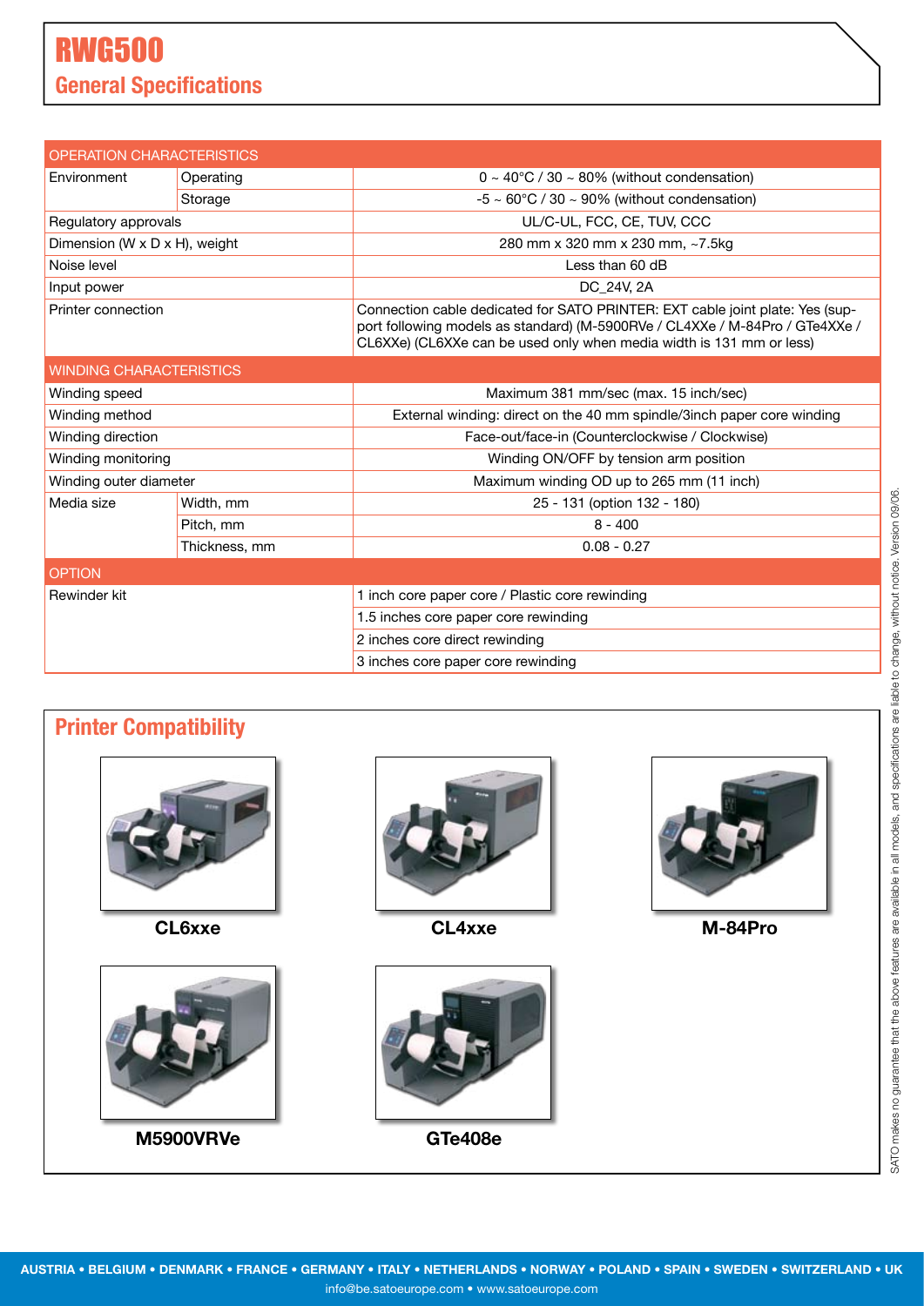# RWG500

## General Specifications

| | | |
|---|---|---|
| **OPERATION CHARACTERISTICS** | | |
| Environment | Operating | 0 ~ 40°C / 30 ~ 80% (without condensation) |
| | Storage | -5 ~ 60°C / 30 ~ 90% (without condensation) |
| Regulatory approvals | | UL/C-UL, FCC, CE, TUV, CCC |
| Dimension (W x D x H), weight | | 280 mm x 320 mm x 230 mm, ~7.5kg |
| Noise level | | Less than 60 dB |
| Input power | | DC_24V, 2A |
| Printer connection | | Connection cable dedicated for SATO PRINTER: EXT cable joint plate: Yes (support following models as standard) (M-5900RVe / CL4XXe / M-84Pro / GTe4XXe / CL6XXe) (CL6XXe can be used only when media width is 131 mm or less) |
| **WINDING CHARACTERISTICS** | | |
| Winding speed | | Maximum 381 mm/sec (max. 15 inch/sec) |
| Winding method | | External winding: direct on the 40 mm spindle/3inch paper core winding |
| Winding direction | | Face-out/face-in (Counterclockwise / Clockwise) |
| Winding monitoring | | Winding ON/OFF by tension arm position |
| Winding outer diameter | | Maximum winding OD up to 265 mm (11 inch) |
| Media size | Width, mm | 25 - 131 (option 132 - 180) |
| | Pitch, mm | 8 - 400 |
| | Thickness, mm | 0.08 - 0.27 |
| **OPTION** | | |
| Rewinder kit | | 1 inch core paper core / Plastic core rewinding |
| | | 1.5 inches core paper core rewinding |
| | | 2 inches core direct rewinding |
| | | 3 inches core paper core rewinding |

## Printer Compatibility

CL6xxe

CL4xxe

M-84Pro

M5900VRVe

GTe408e

SATO makes no guarantee that the above features are available in all models, and specifications are liable to change, without notice. Version 09/06.

AUSTRIA • BELGIUM • DENMARK • FRANCE • GERMANY • ITALY • NETHERLANDS • NORWAY • POLAND • SPAIN • SWEDEN • SWITZERLAND • UK

info@be.satoeurope.com • www.satoeurope.com